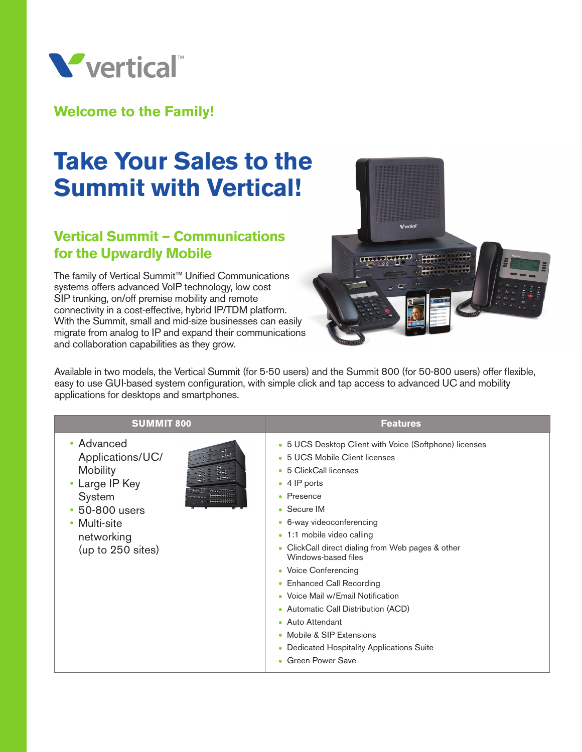vertical™

## Welcome to the Family!

# Take Your Sales to the Summit with Vertical!

### Vertical Summit – Communications for the Upwardly Mobile

The family of Vertical Summit™ Unified Communications systems offers advanced VoIP technology, low cost SIP trunking, on/off premise mobility and remote connectivity in a cost-effective, hybrid IP/TDM platform. With the Summit, small and mid-size businesses can easily migrate from analog to IP and expand their communications and collaboration capabilities as they grow.

Available in two models, the Vertical Summit (for 5-50 users) and the Summit 800 (for 50-800 users) offer flexible, easy to use GUI-based system configuration, with simple click and tap access to advanced UC and mobility applications for desktops and smartphones.

| SUMMIT 800 | Features |
|---|---|
| • Advanced Applications/UC/ Mobility<br>• Large IP Key System<br>• 50-800 users<br>• Multi-site networking (up to 250 sites) | • 5 UCS Desktop Client with Voice (Softphone) licenses<br>• 5 UCS Mobile Client licenses<br>• 5 ClickCall licenses<br>• 4 IP ports<br>• Presence<br>• Secure IM<br>• 6-way videoconferencing<br>• 1:1 mobile video calling<br>• ClickCall direct dialing from Web pages & other Windows-based files<br>• Voice Conferencing<br>• Enhanced Call Recording<br>• Voice Mail w/Email Notification<br>• Automatic Call Distribution (ACD)<br>• Auto Attendant<br>• Mobile & SIP Extensions<br>• Dedicated Hospitality Applications Suite<br>• Green Power Save |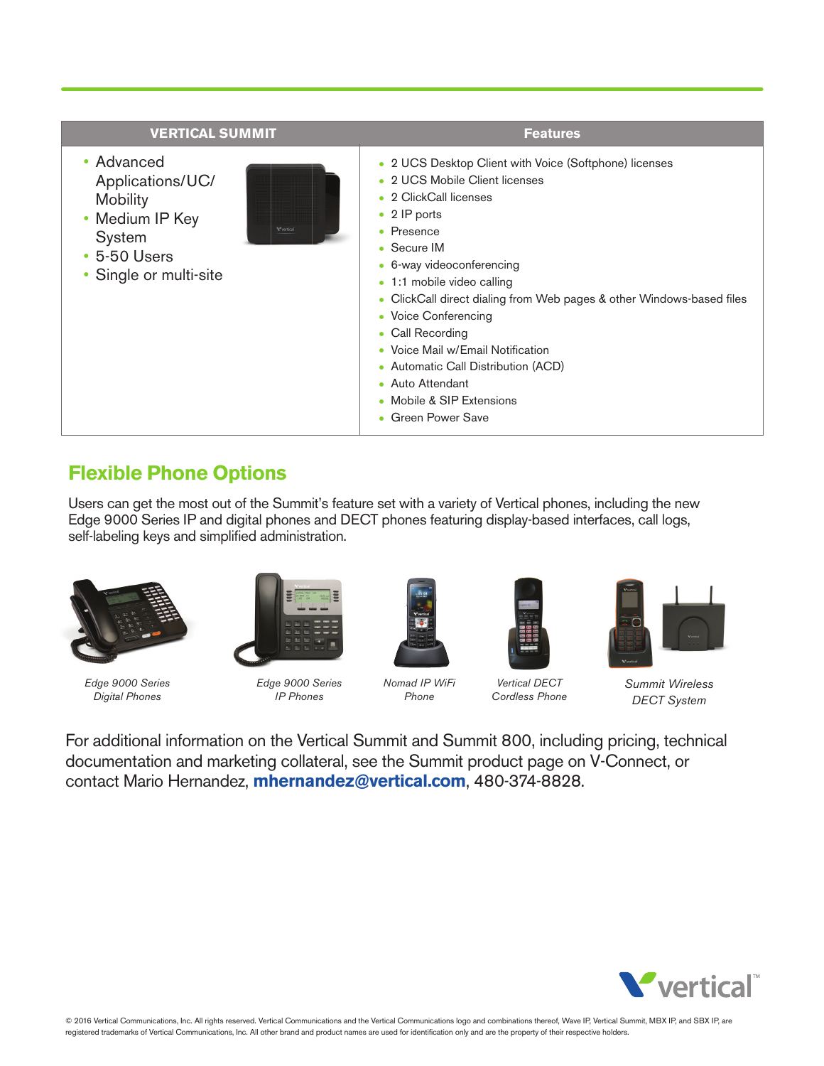| VERTICAL SUMMIT | Features |
| --- | --- |
| • Advanced Applications/UC/ Mobility<br>• Medium IP Key System<br>• 5-50 Users<br>• Single or multi-site | • 2 UCS Desktop Client with Voice (Softphone) licenses<br>• 2 UCS Mobile Client licenses<br>• 2 ClickCall licenses<br>• 2 IP ports<br>• Presence<br>• Secure IM<br>• 6-way videoconferencing<br>• 1:1 mobile video calling<br>• ClickCall direct dialing from Web pages & other Windows-based files<br>• Voice Conferencing<br>• Call Recording<br>• Voice Mail w/Email Notification<br>• Automatic Call Distribution (ACD)<br>• Auto Attendant<br>• Mobile & SIP Extensions<br>• Green Power Save |

## Flexible Phone Options

Users can get the most out of the Summit's feature set with a variety of Vertical phones, including the new Edge 9000 Series IP and digital phones and DECT phones featuring display-based interfaces, call logs, self-labeling keys and simplified administration.

*Edge 9000 Series Digital Phones*

*Edge 9000 Series IP Phones*

*Nomad IP WiFi Phone*

*Vertical DECT Cordless Phone*

*Summit Wireless DECT System*

For additional information on the Vertical Summit and Summit 800, including pricing, technical documentation and marketing collateral, see the Summit product page on V-Connect, or contact Mario Hernandez, **mhernandez@vertical.com**, 480-374-8828.

vertical™

© 2016 Vertical Communications, Inc. All rights reserved. Vertical Communications and the Vertical Communications logo and combinations thereof, Wave IP, Vertical Summit, MBX IP, and SBX IP, are registered trademarks of Vertical Communications, Inc. All other brand and product names are used for identification only and are the property of their respective holders.